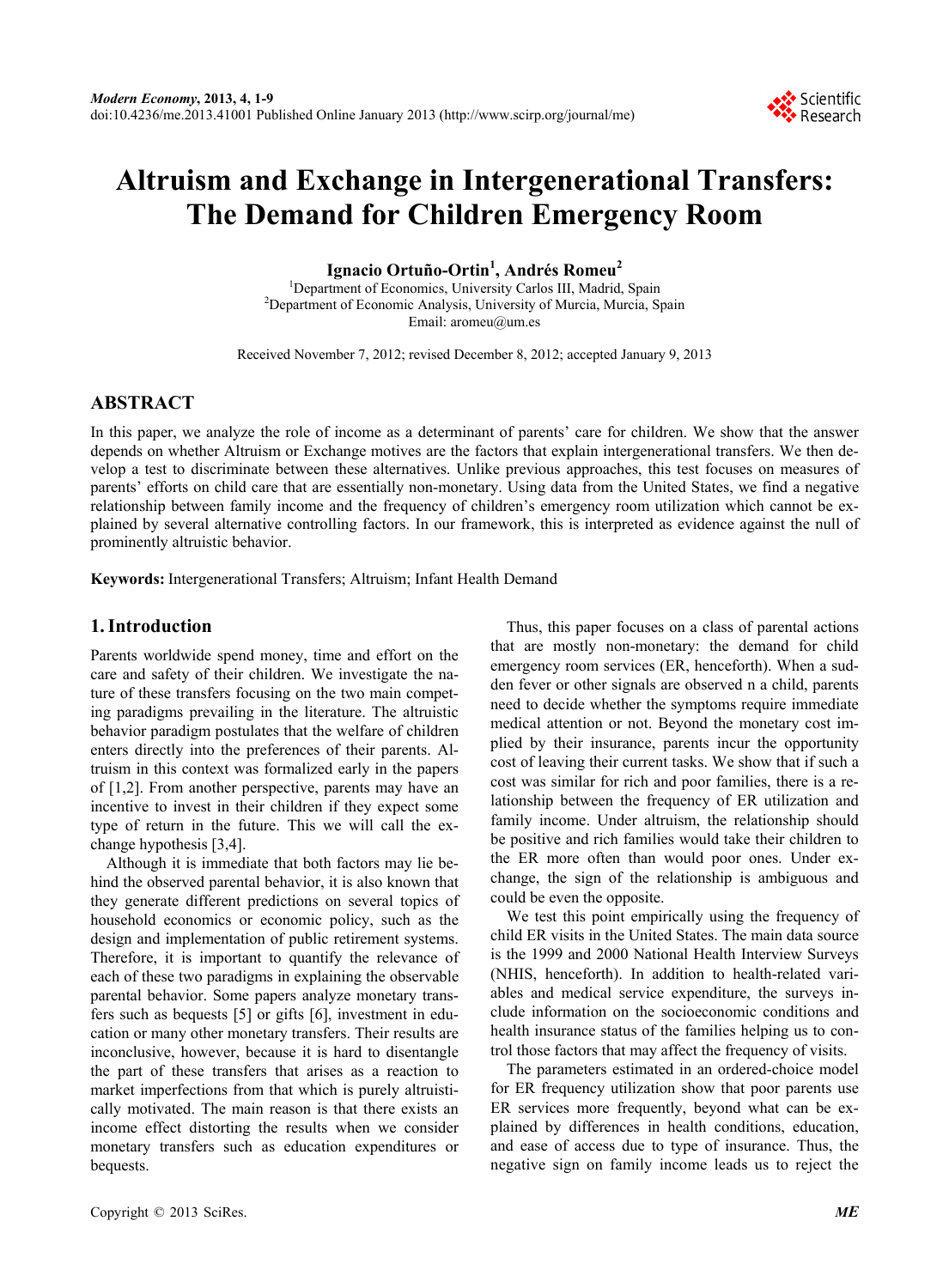# Altruism and Exchange in Intergenerational Transfers: The Demand for Children Emergency Room

**Ignacio Ortuño-Ortin[1], Andrés Romeu[2]**

[1]Department of Economics, University Carlos III, Madrid, Spain
[2]Department of Economic Analysis, University of Murcia, Murcia, Spain
Email: aromeu@um.es

Received November 7, 2012; revised December 8, 2012; accepted January 9, 2013

## ABSTRACT

In this paper, we analyze the role of income as a determinant of parents' care for children. We show that the answer depends on whether Altruism or Exchange motives are the factors that explain intergenerational transfers. We then develop a test to discriminate between these alternatives. Unlike previous approaches, this test focuses on measures of parents' efforts on child care that are essentially non-monetary. Using data from the United States, we find a negative relationship between family income and the frequency of children's emergency room utilization which cannot be explained by several alternative controlling factors. In our framework, this is interpreted as evidence against the null of prominently altruistic behavior.

**Keywords:** Intergenerational Transfers; Altruism; Infant Health Demand

## 1. Introduction

Parents worldwide spend money, time and effort on the care and safety of their children. We investigate the nature of these transfers focusing on the two main competing paradigms prevailing in the literature. The altruistic behavior paradigm postulates that the welfare of children enters directly into the preferences of their parents. Altruism in this context was formalized early in the papers of [1,2]. From another perspective, parents may have an incentive to invest in their children if they expect some type of return in the future. This we will call the exchange hypothesis [3,4].

Although it is immediate that both factors may lie behind the observed parental behavior, it is also known that they generate different predictions on several topics of household economics or economic policy, such as the design and implementation of public retirement systems. Therefore, it is important to quantify the relevance of each of these two paradigms in explaining the observable parental behavior. Some papers analyze monetary transfers such as bequests [5] or gifts [6], investment in education or many other monetary transfers. Their results are inconclusive, however, because it is hard to disentangle the part of these transfers that arises as a reaction to market imperfections from that which is purely altruistically motivated. The main reason is that there exists an income effect distorting the results when we consider monetary transfers such as education expenditures or bequests.

Thus, this paper focuses on a class of parental actions that are mostly non-monetary: the demand for child emergency room services (ER, henceforth). When a sudden fever or other signals are observed n a child, parents need to decide whether the symptoms require immediate medical attention or not. Beyond the monetary cost implied by their insurance, parents incur the opportunity cost of leaving their current tasks. We show that if such a cost was similar for rich and poor families, there is a relationship between the frequency of ER utilization and family income. Under altruism, the relationship should be positive and rich families would take their children to the ER more often than would poor ones. Under exchange, the sign of the relationship is ambiguous and could be even the opposite.

We test this point empirically using the frequency of child ER visits in the United States. The main data source is the 1999 and 2000 National Health Interview Surveys (NHIS, henceforth). In addition to health-related variables and medical service expenditure, the surveys include information on the socioeconomic conditions and health insurance status of the families helping us to control those factors that may affect the frequency of visits.

The parameters estimated in an ordered-choice model for ER frequency utilization show that poor parents use ER services more frequently, beyond what can be explained by differences in health conditions, education, and ease of access due to type of insurance. Thus, the negative sign on family income leads us to reject the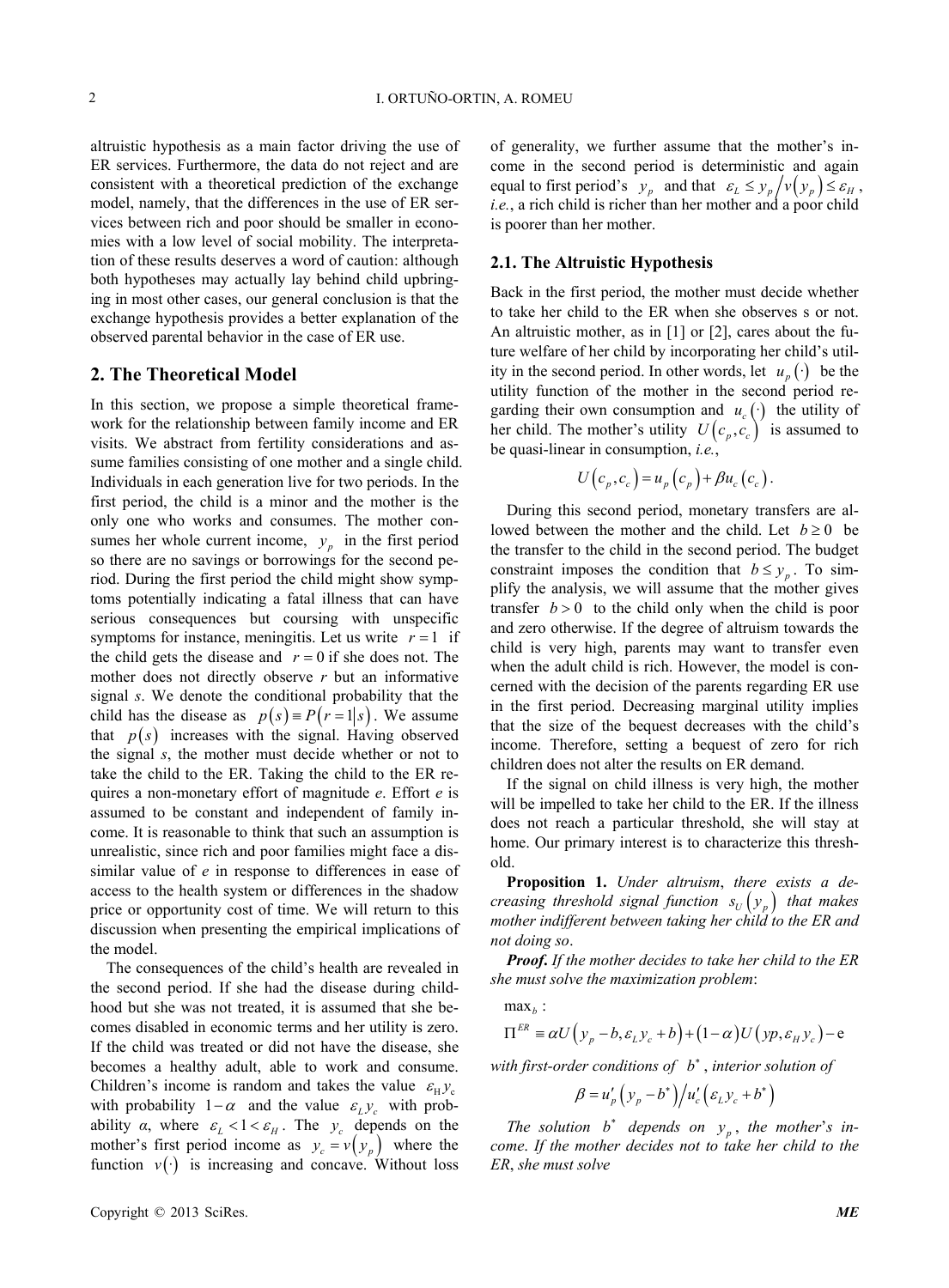altruistic hypothesis as a main factor driving the use of ER services. Furthermore, the data do not reject and are consistent with a theoretical prediction of the exchange model, namely, that the differences in the use of ER services between rich and poor should be smaller in economies with a low level of social mobility. The interpretation of these results deserves a word of caution: although both hypotheses may actually lay behind child upbringing in most other cases, our general conclusion is that the exchange hypothesis provides a better explanation of the observed parental behavior in the case of ER use.

## 2. The Theoretical Model

In this section, we propose a simple theoretical framework for the relationship between family income and ER visits. We abstract from fertility considerations and assume families consisting of one mother and a single child. Individuals in each generation live for two periods. In the first period, the child is a minor and the mother is the only one who works and consumes. The mother consumes her whole current income, $y_p$ in the first period so there are no savings or borrowings for the second period. During the first period the child might show symptoms potentially indicating a fatal illness that can have serious consequences but coursing with unspecific symptoms for instance, meningitis. Let us write $r = 1$ if the child gets the disease and $r = 0$ if she does not. The mother does not directly observe *r* but an informative signal *s*. We denote the conditional probability that the child has the disease as $p(s) \equiv P(r = 1|s)$. We assume that $p(s)$ increases with the signal. Having observed the signal *s*, the mother must decide whether or not to take the child to the ER. Taking the child to the ER requires a non-monetary effort of magnitude *e*. Effort *e* is assumed to be constant and independent of family income. It is reasonable to think that such an assumption is unrealistic, since rich and poor families might face a dissimilar value of *e* in response to differences in ease of access to the health system or differences in the shadow price or opportunity cost of time. We will return to this discussion when presenting the empirical implications of the model.

The consequences of the child's health are revealed in the second period. If she had the disease during childhood but she was not treated, it is assumed that she becomes disabled in economic terms and her utility is zero. If the child was treated or did not have the disease, she becomes a healthy adult, able to work and consume. Children's income is random and takes the value $\varepsilon_H y_c$ with probability $1-\alpha$ and the value $\varepsilon_L y_c$ with probability *α*, where $\varepsilon_L < 1 < \varepsilon_H$. The $y_c$ depends on the mother's first period income as $y_c = v(y_p)$ where the function $v(\cdot)$ is increasing and concave. Without loss of generality, we further assume that the mother's income in the second period is deterministic and again equal to first period's $y_p$ and that $\varepsilon_L \le y_p / v(y_p) \le \varepsilon_H$, *i.e.*, a rich child is richer than her mother and a poor child is poorer than her mother.

### 2.1. The Altruistic Hypothesis

Back in the first period, the mother must decide whether to take her child to the ER when she observes s or not. An altruistic mother, as in [1] or [2], cares about the future welfare of her child by incorporating her child's utility in the second period. In other words, let $u_p(\cdot)$ be the utility function of the mother in the second period regarding their own consumption and $u_c(\cdot)$ the utility of her child. The mother's utility $U(c_p, c_c)$ is assumed to be quasi-linear in consumption, *i.e.*,

$$U(c_p, c_c) = u_p(c_p) + \beta u_c(c_c).$$

During this second period, monetary transfers are allowed between the mother and the child. Let $b \ge 0$ be the transfer to the child in the second period. The budget constraint imposes the condition that $b \le y_p$. To simplify the analysis, we will assume that the mother gives transfer $b > 0$ to the child only when the child is poor and zero otherwise. If the degree of altruism towards the child is very high, parents may want to transfer even when the adult child is rich. However, the model is concerned with the decision of the parents regarding ER use in the first period. Decreasing marginal utility implies that the size of the bequest decreases with the child's income. Therefore, setting a bequest of zero for rich children does not alter the results on ER demand.

If the signal on child illness is very high, the mother will be impelled to take her child to the ER. If the illness does not reach a particular threshold, she will stay at home. Our primary interest is to characterize this threshold.

**Proposition 1.** *Under altruism*, *there exists a decreasing threshold signal function* $s_U(y_p)$ *that makes mother indifferent between taking her child to the ER and not doing so*.

***Proof.*** *If the mother decides to take her child to the ER she must solve the maximization problem*:

$\max_b$ :

$$\Pi^{ER} \equiv \alpha U(y_p - b, \varepsilon_L y_c + b) + (1-\alpha) U(yp, \varepsilon_H y_c) - \mathrm{e}$$

*with first-order conditions of* $b^*$, *interior solution of*

$$\beta = u_p'(y_p - b^*) / u_c'(\varepsilon_L y_c + b^*)$$

*The solution* $b^*$ *depends on* $y_p$, *the mother's income. If the mother decides not to take her child to the ER*, *she must solve*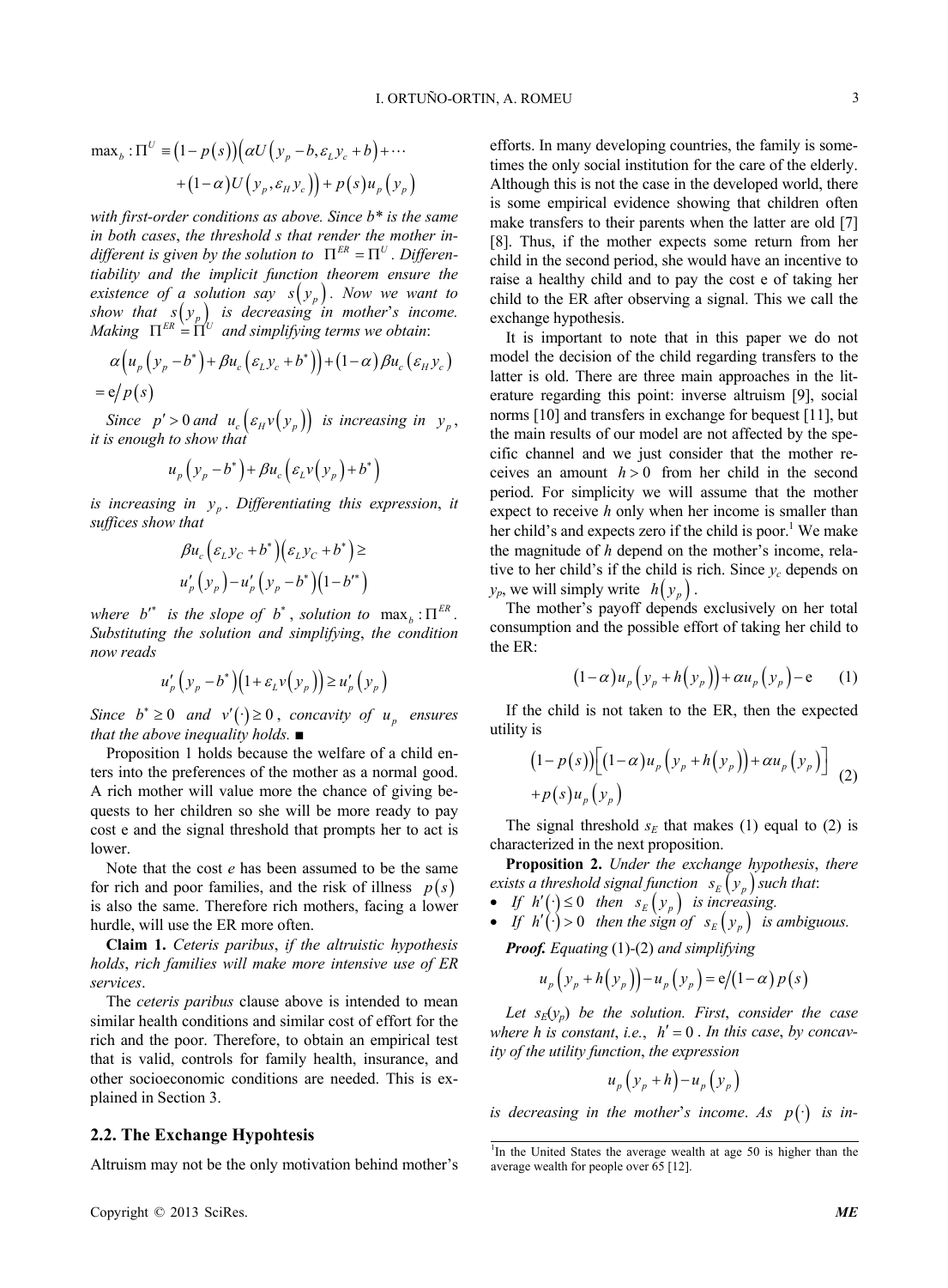$$\max_b : \Pi^U \equiv \left(1-p(s)\right)\left(\alpha U\left(y_p - b, \varepsilon_L y_c + b\right) + \cdots \right.$$
$$\left. + (1-\alpha) U\left(y_p, \varepsilon_H y_c\right)\right) + p(s) u_p\left(y_p\right)$$

*with first-order conditions as above. Since b\* is the same in both cases, the threshold s that render the mother indifferent is given by the solution to* $\Pi^{ER} = \Pi^U$. *Differentiability and the implicit function theorem ensure the existence of a solution say* $s(y_p)$. *Now we want to show that* $s(y_p)$ *is decreasing in mother's income. Making* $\Pi^{ER} = \Pi^U$ *and simplifying terms we obtain*:

$$\alpha\left(u_p\left(y_p - b^*\right) + \beta u_c\left(\varepsilon_L y_c + b^*\right)\right) + (1-\alpha)\beta u_c\left(\varepsilon_H y_c\right)$$
$$= \mathrm{e}/p(s)$$

*Since* $p' > 0$ *and* $u_c\left(\varepsilon_H v\left(y_p\right)\right)$ *is increasing in* $y_p$, *it is enough to show that*

$$u_p\left(y_p - b^*\right) + \beta u_c\left(\varepsilon_L v\left(y_p\right) + b^*\right)$$

*is increasing in* $y_p$. *Differentiating this expression, it suffices show that*

$$\beta u_c\left(\varepsilon_L y_C + b^*\right)\left(\varepsilon_L y_C + b^*\right) \geq$$
$$u_p'\left(y_p\right) - u_p'\left(y_p - b^*\right)\left(1 - b'^*\right)$$

*where* $b'^*$ *is the slope of* $b^*$, *solution to* $\max_b : \Pi^{ER}$. *Substituting the solution and simplifying, the condition now reads*

$$u_p'\left(y_p - b^*\right)\left(1 + \varepsilon_L v\left(y_p\right)\right) \geq u_p'\left(y_p\right)$$

*Since* $b^* \geq 0$ *and* $v'(\cdot) \geq 0$, *concavity of* $u_p$ *ensures that the above inequality holds.* ■

Proposition 1 holds because the welfare of a child enters into the preferences of the mother as a normal good. A rich mother will value more the chance of giving bequests to her children so she will be more ready to pay cost e and the signal threshold that prompts her to act is lower.

Note that the cost *e* has been assumed to be the same for rich and poor families, and the risk of illness $p(s)$ is also the same. Therefore rich mothers, facing a lower hurdle, will use the ER more often.

**Claim 1.** *Ceteris paribus*, *if the altruistic hypothesis holds*, *rich families will make more intensive use of ER services*.

The *ceteris paribus* clause above is intended to mean similar health conditions and similar cost of effort for the rich and the poor. Therefore, to obtain an empirical test that is valid, controls for family health, insurance, and other socioeconomic conditions are needed. This is explained in Section 3.

## 2.2. The Exchange Hypohtesis

Altruism may not be the only motivation behind mother's efforts. In many developing countries, the family is sometimes the only social institution for the care of the elderly. Although this is not the case in the developed world, there is some empirical evidence showing that children often make transfers to their parents when the latter are old [7] [8]. Thus, if the mother expects some return from her child in the second period, she would have an incentive to raise a healthy child and to pay the cost e of taking her child to the ER after observing a signal. This we call the exchange hypothesis.

It is important to note that in this paper we do not model the decision of the child regarding transfers to the latter is old. There are three main approaches in the literature regarding this point: inverse altruism [9], social norms [10] and transfers in exchange for bequest [11], but the main results of our model are not affected by the specific channel and we just consider that the mother receives an amount $h > 0$ from her child in the second period. For simplicity we will assume that the mother expect to receive *h* only when her income is smaller than her child's and expects zero if the child is poor.[1] We make the magnitude of *h* depend on the mother's income, relative to her child's if the child is rich. Since $y_c$ depends on $y_p$, we will simply write $h(y_p)$.

The mother's payoff depends exclusively on her total consumption and the possible effort of taking her child to the ER:

$$(1-\alpha)u_p\left(y_p + h\left(y_p\right)\right) + \alpha u_p\left(y_p\right) - \mathrm{e} \qquad (1)$$

If the child is not taken to the ER, then the expected utility is

$$\begin{aligned}&\left(1-p(s)\right)\left[(1-\alpha)u_p\left(y_p + h\left(y_p\right)\right) + \alpha u_p\left(y_p\right)\right] \\ &+ p(s) u_p\left(y_p\right)\end{aligned} \qquad (2)$$

The signal threshold $s_E$ that makes (1) equal to (2) is characterized in the next proposition.

**Proposition 2.** *Under the exchange hypothesis*, *there exists a threshold signal function* $s_E(y_p)$ *such that*:

- *If* $h'(\cdot) \leq 0$ *then* $s_E(y_p)$ *is increasing.*
- *If* $h'(\cdot) > 0$ *then the sign of* $s_E(y_p)$ *is ambiguous.*

***Proof.*** *Equating* (1)-(2) *and simplifying*

$$u_p\left(y_p + h\left(y_p\right)\right) - u_p\left(y_p\right) = \mathrm{e}/(1-\alpha)p(s)$$

*Let* $s_E(y_p)$ *be the solution. First*, *consider the case where h is constant*, *i.e.*, $h' = 0$. *In this case*, *by concavity of the utility function*, *the expression*

$$u_p\left(y_p + h\right) - u_p\left(y_p\right)$$

*is decreasing in the mother's income*. *As* $p(\cdot)$ *is in-*

---

[1] In the United States the average wealth at age 50 is higher than the average wealth for people over 65 [12].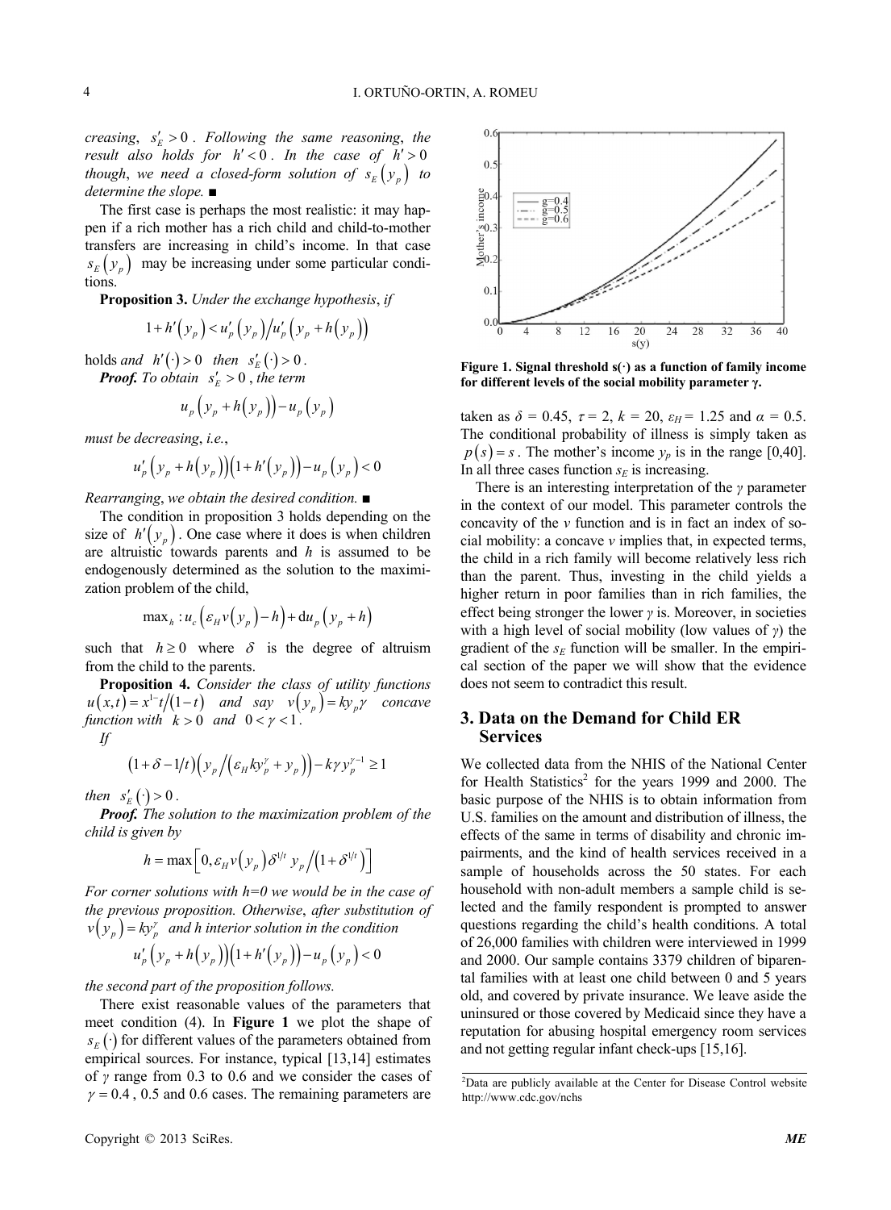*creasing*, $s'_E > 0$. *Following the same reasoning*, *the result also holds for* $h' < 0$. *In the case of* $h' > 0$ *though*, *we need a closed-form solution of* $s_E(y_p)$ *to determine the slope.* ■

The first case is perhaps the most realistic: it may happen if a rich mother has a rich child and child-to-mother transfers are increasing in child's income. In that case $s_E(y_p)$ may be increasing under some particular conditions.

**Proposition 3.** *Under the exchange hypothesis*, *if*

$$1 + h'(y_p) < u'_p(y_p) / u'_p(y_p + h(y_p))$$

holds *and* $h'(\cdot) > 0$ *then* $s'_E(\cdot) > 0$.

***Proof.*** *To obtain* $s'_E > 0$, *the term*

$$u_p(y_p + h(y_p)) - u_p(y_p)$$

*must be decreasing*, *i.e.*,

$$u'_p(y_p + h(y_p))(1 + h'(y_p)) - u_p(y_p) < 0$$

*Rearranging*, *we obtain the desired condition.* ■

The condition in proposition 3 holds depending on the size of $h'(y_p)$. One case where it does is when children are altruistic towards parents and $h$ is assumed to be endogenously determined as the solution to the maximization problem of the child,

$$\max_h : u_c(\varepsilon_H v(y_p) - h) + \mathrm{d}u_p(y_p + h)$$

such that $h \geq 0$ where $\delta$ is the degree of altruism from the child to the parents.

**Proposition 4.** *Consider the class of utility functions* $u(x,t) = x^{1-}t/(1-t)$ *and say* $v(y_p) = ky_p\gamma$ *concave function with* $k > 0$ *and* $0 < \gamma < 1$.

*If*

$$(1 + \delta - 1/t)\left(y_p / \left(\varepsilon_H k y_p^{\gamma} + y_p\right)\right) - k\gamma y_p^{\gamma - 1} \geq 1$$

*then* $s'_E(\cdot) > 0$.

***Proof.*** *The solution to the maximization problem of the child is given by*

$$h = \max\left[0, \varepsilon_H v(y_p)\delta^{1/t} y_p / \left(1 + \delta^{1/t}\right)\right]$$

*For corner solutions with h=0 we would be in the case of the previous proposition. Otherwise*, *after substitution of* $v(y_p) = ky_p^{\gamma}$ *and h interior solution in the condition*

$$u'_p(y_p + h(y_p))(1 + h'(y_p)) - u_p(y_p) < 0$$

*the second part of the proposition follows.*

There exist reasonable values of the parameters that meet condition (4). In **Figure 1** we plot the shape of $s_E(\cdot)$ for different values of the parameters obtained from empirical sources. For instance, typical [13,14] estimates of $\gamma$ range from 0.3 to 0.6 and we consider the cases of $\gamma = 0.4$, 0.5 and 0.6 cases. The remaining parameters are taken as $\delta = 0.45$, $\tau = 2$, $k = 20$, $\varepsilon_H = 1.25$ and $\alpha = 0.5$. The conditional probability of illness is simply taken as $p(s) = s$. The mother's income $y_p$ is in the range [0,40]. In all three cases function $s_E$ is increasing.

**Figure 1. Signal threshold s(·) as a function of family income for different levels of the social mobility parameter γ.**

There is an interesting interpretation of the $\gamma$ parameter in the context of our model. This parameter controls the concavity of the $v$ function and is in fact an index of social mobility: a concave $v$ implies that, in expected terms, the child in a rich family will become relatively less rich than the parent. Thus, investing in the child yields a higher return in poor families than in rich families, the effect being stronger the lower $\gamma$ is. Moreover, in societies with a high level of social mobility (low values of $\gamma$) the gradient of the $s_E$ function will be smaller. In the empirical section of the paper we will show that the evidence does not seem to contradict this result.

## 3. Data on the Demand for Child ER Services

We collected data from the NHIS of the National Center for Health Statistics[2] for the years 1999 and 2000. The basic purpose of the NHIS is to obtain information from U.S. families on the amount and distribution of illness, the effects of the same in terms of disability and chronic impairments, and the kind of health services received in a sample of households across the 50 states. For each household with non-adult members a sample child is selected and the family respondent is prompted to answer questions regarding the child's health conditions. A total of 26,000 families with children were interviewed in 1999 and 2000. Our sample contains 3379 children of biparental families with at least one child between 0 and 5 years old, and covered by private insurance. We leave aside the uninsured or those covered by Medicaid since they have a reputation for abusing hospital emergency room services and not getting regular infant check-ups [15,16].

[2]Data are publicly available at the Center for Disease Control website http://www.cdc.gov/nchs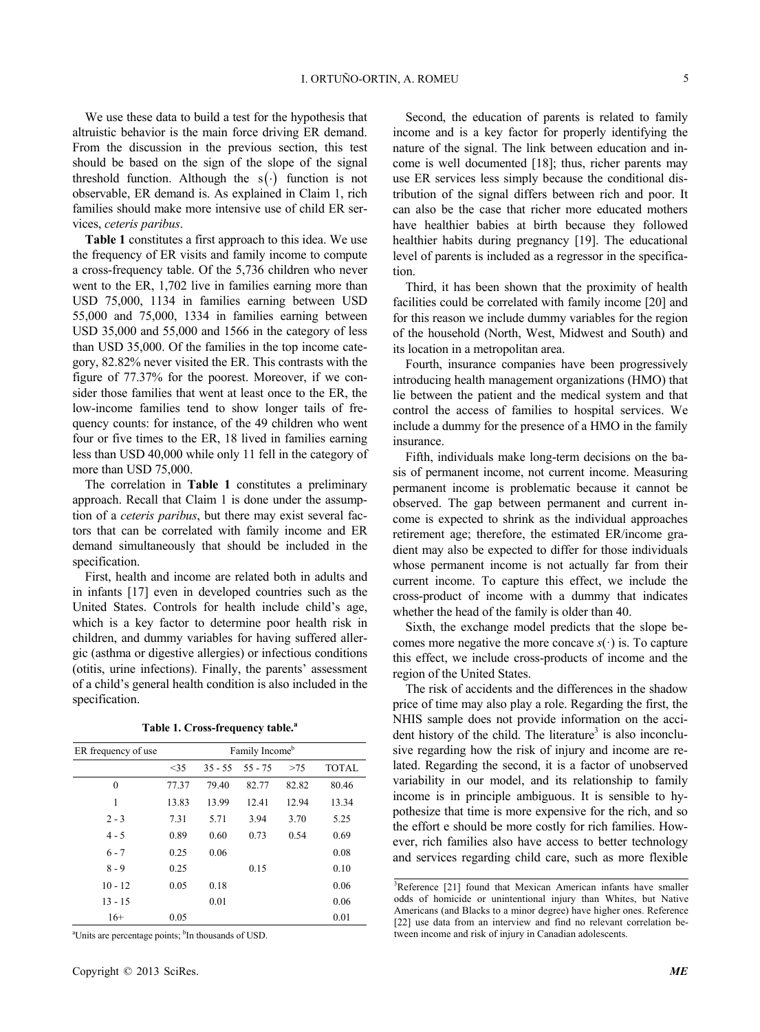We use these data to build a test for the hypothesis that altruistic behavior is the main force driving ER demand. From the discussion in the previous section, this test should be based on the sign of the slope of the signal threshold function. Although the $s(\cdot)$ function is not observable, ER demand is. As explained in Claim 1, rich families should make more intensive use of child ER services, *ceteris paribus*.

**Table 1** constitutes a first approach to this idea. We use the frequency of ER visits and family income to compute a cross-frequency table. Of the 5,736 children who never went to the ER, 1,702 live in families earning more than USD 75,000, 1134 in families earning between USD 55,000 and 75,000, 1334 in families earning between USD 35,000 and 55,000 and 1566 in the category of less than USD 35,000. Of the families in the top income category, 82.82% never visited the ER. This contrasts with the figure of 77.37% for the poorest. Moreover, if we consider those families that went at least once to the ER, the low-income families tend to show longer tails of frequency counts: for instance, of the 49 children who went four or five times to the ER, 18 lived in families earning less than USD 40,000 while only 11 fell in the category of more than USD 75,000.

The correlation in **Table 1** constitutes a preliminary approach. Recall that Claim 1 is done under the assumption of a *ceteris paribus*, but there may exist several factors that can be correlated with family income and ER demand simultaneously that should be included in the specification.

First, health and income are related both in adults and in infants [17] even in developed countries such as the United States. Controls for health include child's age, which is a key factor to determine poor health risk in children, and dummy variables for having suffered allergic (asthma or digestive allergies) or infectious conditions (otitis, urine infections). Finally, the parents' assessment of a child's general health condition is also included in the specification.

**Table 1. Cross-frequency table.**[a]

| ER frequency of use | Family Income[b] | | | | |
|---|---|---|---|---|---|
| | <35 | 35 - 55 | 55 - 75 | >75 | TOTAL |
| 0 | 77.37 | 79.40 | 82.77 | 82.82 | 80.46 |
| 1 | 13.83 | 13.99 | 12.41 | 12.94 | 13.34 |
| 2 - 3 | 7.31 | 5.71 | 3.94 | 3.70 | 5.25 |
| 4 - 5 | 0.89 | 0.60 | 0.73 | 0.54 | 0.69 |
| 6 - 7 | 0.25 | 0.06 | | | 0.08 |
| 8 - 9 | 0.25 | | 0.15 | | 0.10 |
| 10 - 12 | 0.05 | 0.18 | | | 0.06 |
| 13 - 15 | | 0.01 | | | 0.06 |
| 16+ | 0.05 | | | | 0.01 |

[a]Units are percentage points; [b]In thousands of USD.

Second, the education of parents is related to family income and is a key factor for properly identifying the nature of the signal. The link between education and income is well documented [18]; thus, richer parents may use ER services less simply because the conditional distribution of the signal differs between rich and poor. It can also be the case that richer more educated mothers have healthier babies at birth because they followed healthier habits during pregnancy [19]. The educational level of parents is included as a regressor in the specification.

Third, it has been shown that the proximity of health facilities could be correlated with family income [20] and for this reason we include dummy variables for the region of the household (North, West, Midwest and South) and its location in a metropolitan area.

Fourth, insurance companies have been progressively introducing health management organizations (HMO) that lie between the patient and the medical system and that control the access of families to hospital services. We include a dummy for the presence of a HMO in the family insurance.

Fifth, individuals make long-term decisions on the basis of permanent income, not current income. Measuring permanent income is problematic because it cannot be observed. The gap between permanent and current income is expected to shrink as the individual approaches retirement age; therefore, the estimated ER/income gradient may also be expected to differ for those individuals whose permanent income is not actually far from their current income. To capture this effect, we include the cross-product of income with a dummy that indicates whether the head of the family is older than 40.

Sixth, the exchange model predicts that the slope becomes more negative the more concave $s(\cdot)$ is. To capture this effect, we include cross-products of income and the region of the United States.

The risk of accidents and the differences in the shadow price of time may also play a role. Regarding the first, the NHIS sample does not provide information on the accident history of the child. The literature[3] is also inconclusive regarding how the risk of injury and income are related. Regarding the second, it is a factor of unobserved variability in our model, and its relationship to family income is in principle ambiguous. It is sensible to hypothesize that time is more expensive for the rich, and so the effort e should be more costly for rich families. However, rich families also have access to better technology and services regarding child care, such as more flexible

[3]Reference [21] found that Mexican American infants have smaller odds of homicide or unintentional injury than Whites, but Native Americans (and Blacks to a minor degree) have higher ones. Reference [22] use data from an interview and find no relevant correlation between income and risk of injury in Canadian adolescents.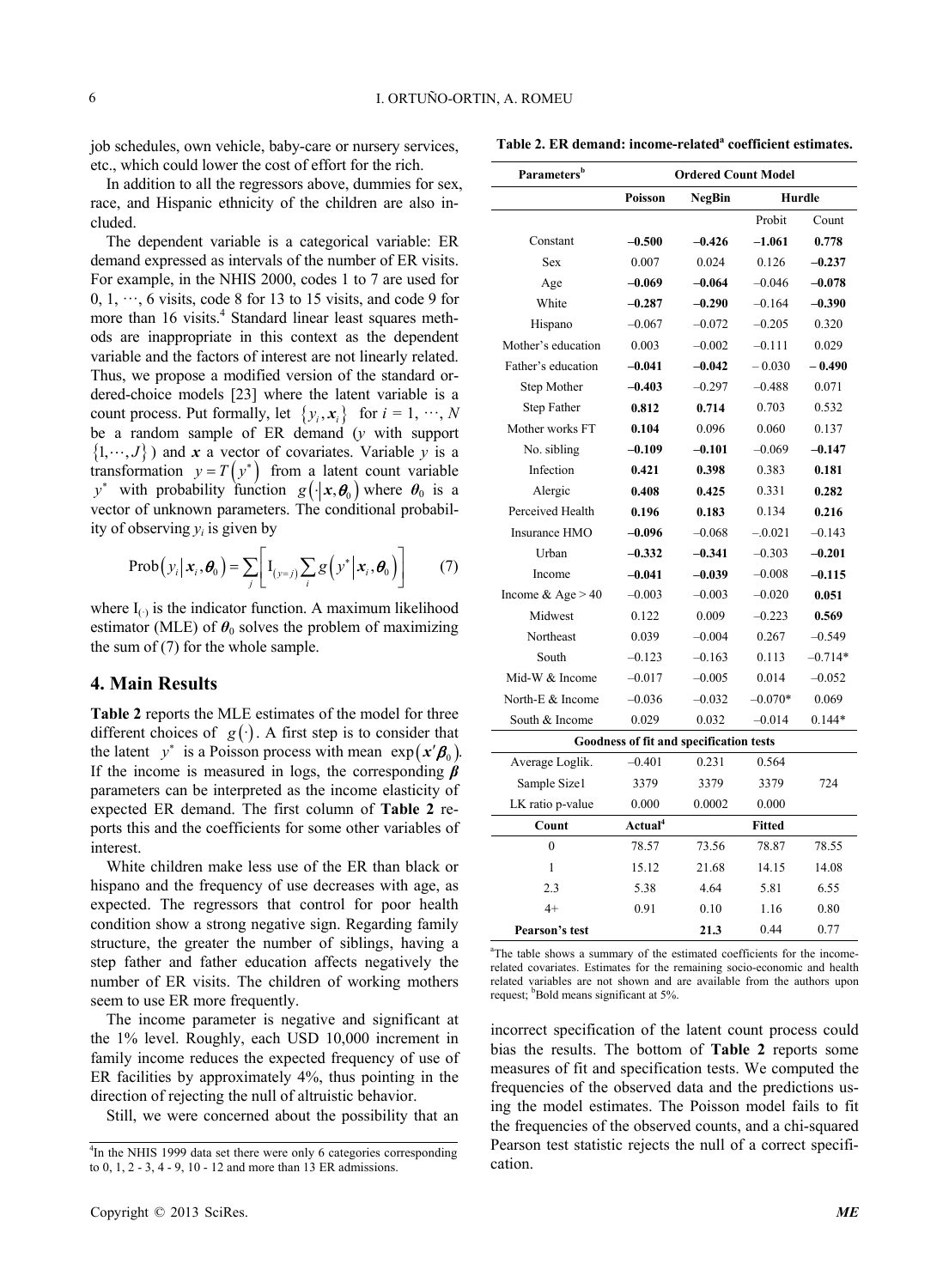job schedules, own vehicle, baby-care or nursery services, etc., which could lower the cost of effort for the rich.

In addition to all the regressors above, dummies for sex, race, and Hispanic ethnicity of the children are also included.

The dependent variable is a categorical variable: ER demand expressed as intervals of the number of ER visits. For example, in the NHIS 2000, codes 1 to 7 are used for 0, 1, ⋯, 6 visits, code 8 for 13 to 15 visits, and code 9 for more than 16 visits.[4] Standard linear least squares methods are inappropriate in this context as the dependent variable and the factors of interest are not linearly related. Thus, we propose a modified version of the standard ordered-choice models [23] where the latent variable is a count process. Put formally, let $\{y_i, \boldsymbol{x}_i\}$ for $i = 1, \cdots, N$ be a random sample of ER demand ($y$ with support $\{1, \cdots, J\}$) and $\boldsymbol{x}$ a vector of covariates. Variable $y$ is a transformation $y = T(y^*)$ from a latent count variable $y^*$ with probability function $g(\cdot|\boldsymbol{x}, \boldsymbol{\theta}_0)$ where $\boldsymbol{\theta}_0$ is a vector of unknown parameters. The conditional probability of observing $y_i$ is given by

$$\text{Prob}(y_i | \boldsymbol{x}_i, \boldsymbol{\theta}_0) = \sum_j \left[ \text{I}_{(y=j)} \sum_i g(y^* | \boldsymbol{x}_i, \boldsymbol{\theta}_0) \right] \qquad (7)$$

where $\text{I}_{(\cdot)}$ is the indicator function. A maximum likelihood estimator (MLE) of $\boldsymbol{\theta}_0$ solves the problem of maximizing the sum of (7) for the whole sample.

## 4. Main Results

**Table 2** reports the MLE estimates of the model for three different choices of $g(\cdot)$. A first step is to consider that the latent $y^*$ is a Poisson process with mean $\exp(\boldsymbol{x}'\boldsymbol{\beta}_0)$. If the income is measured in logs, the corresponding $\boldsymbol{\beta}$ parameters can be interpreted as the income elasticity of expected ER demand. The first column of **Table 2** reports this and the coefficients for some other variables of interest.

White children make less use of the ER than black or hispano and the frequency of use decreases with age, as expected. The regressors that control for poor health condition show a strong negative sign. Regarding family structure, the greater the number of siblings, having a step father and father education affects negatively the number of ER visits. The children of working mothers seem to use ER more frequently.

The income parameter is negative and significant at the 1% level. Roughly, each USD 10,000 increment in family income reduces the expected frequency of use of ER facilities by approximately 4%, thus pointing in the direction of rejecting the null of altruistic behavior.

Still, we were concerned about the possibility that an incorrect specification of the latent count process could bias the results. The bottom of **Table 2** reports some measures of fit and specification tests. We computed the frequencies of the observed data and the predictions using the model estimates. The Poisson model fails to fit the frequencies of the observed counts, and a chi-squared Pearson test statistic rejects the null of a correct specification.

**Table 2. ER demand: income-related[a] coefficient estimates.**

| Parameters[b] | Ordered Count Model | | | |
|---|---|---|---|---|
| | Poisson | NegBin | Hurdle | |
| | | | Probit | Count |
| Constant | **–0.500** | **–0.426** | **–1.061** | **0.778** |
| Sex | 0.007 | 0.024 | 0.126 | **–0.237** |
| Age | **–0.069** | **–0.064** | –0.046 | **–0.078** |
| White | **–0.287** | **–0.290** | –0.164 | **–0.390** |
| Hispano | –0.067 | –0.072 | –0.205 | 0.320 |
| Mother's education | 0.003 | –0.002 | –0.111 | 0.029 |
| Father's education | **–0.041** | **–0.042** | – 0.030 | **– 0.490** |
| Step Mother | **–0.403** | –0.297 | –0.488 | 0.071 |
| Step Father | **0.812** | **0.714** | 0.703 | 0.532 |
| Mother works FT | **0.104** | 0.096 | 0.060 | 0.137 |
| No. sibling | **–0.109** | **–0.101** | –0.069 | **–0.147** |
| Infection | **0.421** | **0.398** | 0.383 | **0.181** |
| Alergic | **0.408** | **0.425** | 0.331 | **0.282** |
| Perceived Health | **0.196** | **0.183** | 0.134 | **0.216** |
| Insurance HMO | **–0.096** | –0.068 | –.0.021 | –0.143 |
| Urban | **–0.332** | **–0.341** | –0.303 | **–0.201** |
| Income | **–0.041** | **–0.039** | –0.008 | **–0.115** |
| Income & Age > 40 | –0.003 | –0.003 | –0.020 | **0.051** |
| Midwest | 0.122 | 0.009 | –0.223 | **0.569** |
| Northeast | 0.039 | –0.004 | 0.267 | –0.549 |
| South | –0.123 | –0.163 | 0.113 | –0.714* |
| Mid-W & Income | –0.017 | –0.005 | 0.014 | –0.052 |
| North-E & Income | –0.036 | –0.032 | –0.070* | 0.069 |
| South & Income | 0.029 | 0.032 | –0.014 | 0.144* |
| **Goodness of fit and specification tests** | | | | |
| Average Loglik. | –0.401 | 0.231 | 0.564 | |
| Sample Size1 | 3379 | 3379 | 3379 | 724 |
| LK ratio p-value | 0.000 | 0.0002 | 0.000 | |
| **Count** | **Actual[4]** | | **Fitted** | |
| 0 | 78.57 | 73.56 | 78.87 | 78.55 |
| 1 | 15.12 | 21.68 | 14.15 | 14.08 |
| 2.3 | 5.38 | 4.64 | 5.81 | 6.55 |
| 4+ | 0.91 | 0.10 | 1.16 | 0.80 |
| **Pearson's test** | | **21.3** | 0.44 | 0.77 |

[a]The table shows a summary of the estimated coefficients for the income-related covariates. Estimates for the remaining socio-economic and health related variables are not shown and are available from the authors upon request; [b]Bold means significant at 5%.

[4]In the NHIS 1999 data set there were only 6 categories corresponding to 0, 1, 2 - 3, 4 - 9, 10 - 12 and more than 13 ER admissions.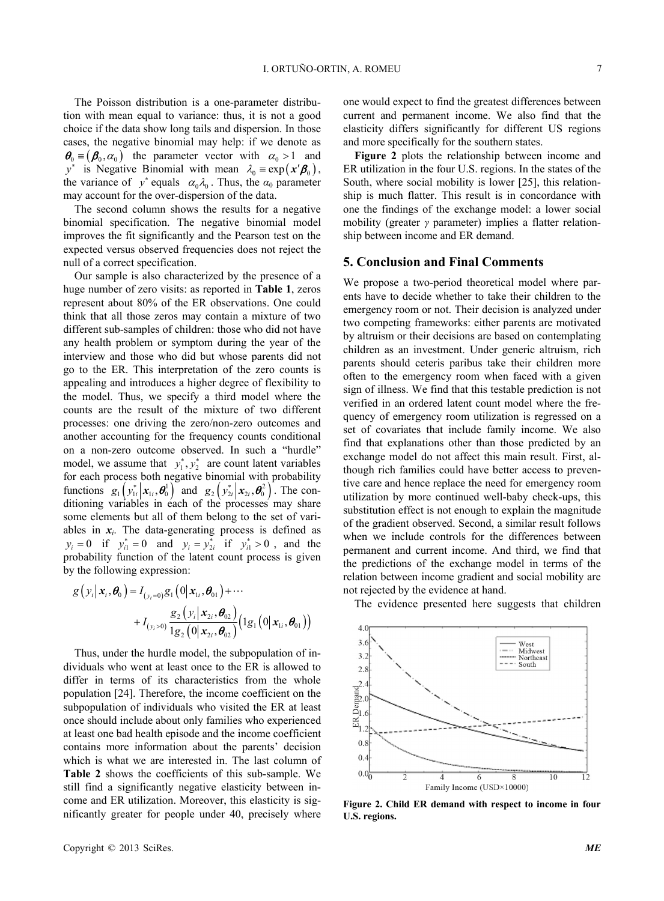The Poisson distribution is a one-parameter distribution with mean equal to variance: thus, it is not a good choice if the data show long tails and dispersion. In those cases, the negative binomial may help: if we denote as $\boldsymbol{\theta}_0 \equiv (\boldsymbol{\beta}_0, \alpha_0)$ the parameter vector with $\alpha_0 > 1$ and $y^*$ is Negative Binomial with mean $\lambda_0 \equiv \exp(\boldsymbol{x}'\boldsymbol{\beta}_0)$, the variance of $y^*$ equals $\alpha_0\lambda_0$. Thus, the $\alpha_0$ parameter may account for the over-dispersion of the data.

The second column shows the results for a negative binomial specification. The negative binomial model improves the fit significantly and the Pearson test on the expected versus observed frequencies does not reject the null of a correct specification.

Our sample is also characterized by the presence of a huge number of zero visits: as reported in **Table 1**, zeros represent about 80% of the ER observations. One could think that all those zeros may contain a mixture of two different sub-samples of children: those who did not have any health problem or symptom during the year of the interview and those who did but whose parents did not go to the ER. This interpretation of the zero counts is appealing and introduces a higher degree of flexibility to the model. Thus, we specify a third model where the counts are the result of the mixture of two different processes: one driving the zero/non-zero outcomes and another accounting for the frequency counts conditional on a non-zero outcome observed. In such a "hurdle" model, we assume that $y_1^*, y_2^*$ are count latent variables for each process both negative binomial with probability functions $g_1\left(y_{1i}^* \middle| \boldsymbol{x}_{1i}, \boldsymbol{\theta}_0^1\right)$ and $g_2\left(y_{2i}^* \middle| \boldsymbol{x}_{2i}, \boldsymbol{\theta}_0^2\right)$. The conditioning variables in each of the processes may share some elements but all of them belong to the set of variables in $\boldsymbol{x}_i$. The data-generating process is defined as $y_i = 0$ if $y_{i1}^* = 0$ and $y_i = y_{2i}^*$ if $y_{i1}^* > 0$, and the probability function of the latent count process is given by the following expression:

$$g\left(y_i \middle| \boldsymbol{x}_i, \boldsymbol{\theta}_0\right) = I_{(y_i=0)} g_1\left(0 \middle| \boldsymbol{x}_{1i}, \boldsymbol{\theta}_{01}\right) + \cdots$$

$$+ I_{(y_i>0)} \frac{g_2\left(y_i \middle| \boldsymbol{x}_{2i}, \boldsymbol{\theta}_{02}\right)}{1 g_2\left(0 \middle| \boldsymbol{x}_{2i}, \boldsymbol{\theta}_{02}\right)} \left(1 g_1\left(0 \middle| \boldsymbol{x}_{1i}, \boldsymbol{\theta}_{01}\right)\right)$$

Thus, under the hurdle model, the subpopulation of individuals who went at least once to the ER is allowed to differ in terms of its characteristics from the whole population [24]. Therefore, the income coefficient on the subpopulation of individuals who visited the ER at least once should include about only families who experienced at least one bad health episode and the income coefficient contains more information about the parents' decision which is what we are interested in. The last column of **Table 2** shows the coefficients of this sub-sample. We still find a significantly negative elasticity between income and ER utilization. Moreover, this elasticity is significantly greater for people under 40, precisely where one would expect to find the greatest differences between current and permanent income. We also find that the elasticity differs significantly for different US regions and more specifically for the southern states.

**Figure 2** plots the relationship between income and ER utilization in the four U.S. regions. In the states of the South, where social mobility is lower [25], this relationship is much flatter. This result is in concordance with one the findings of the exchange model: a lower social mobility (greater $\gamma$ parameter) implies a flatter relationship between income and ER demand.

## 5. Conclusion and Final Comments

We propose a two-period theoretical model where parents have to decide whether to take their children to the emergency room or not. Their decision is analyzed under two competing frameworks: either parents are motivated by altruism or their decisions are based on contemplating children as an investment. Under generic altruism, rich parents should ceteris paribus take their children more often to the emergency room when faced with a given sign of illness. We find that this testable prediction is not verified in an ordered latent count model where the frequency of emergency room utilization is regressed on a set of covariates that include family income. We also find that explanations other than those predicted by an exchange model do not affect this main result. First, although rich families could have better access to preventive care and hence replace the need for emergency room utilization by more continued well-baby check-ups, this substitution effect is not enough to explain the magnitude of the gradient observed. Second, a similar result follows when we include controls for the differences between permanent and current income. And third, we find that the predictions of the exchange model in terms of the relation between income gradient and social mobility are not rejected by the evidence at hand.

The evidence presented here suggests that children

**Figure 2. Child ER demand with respect to income in four U.S. regions.**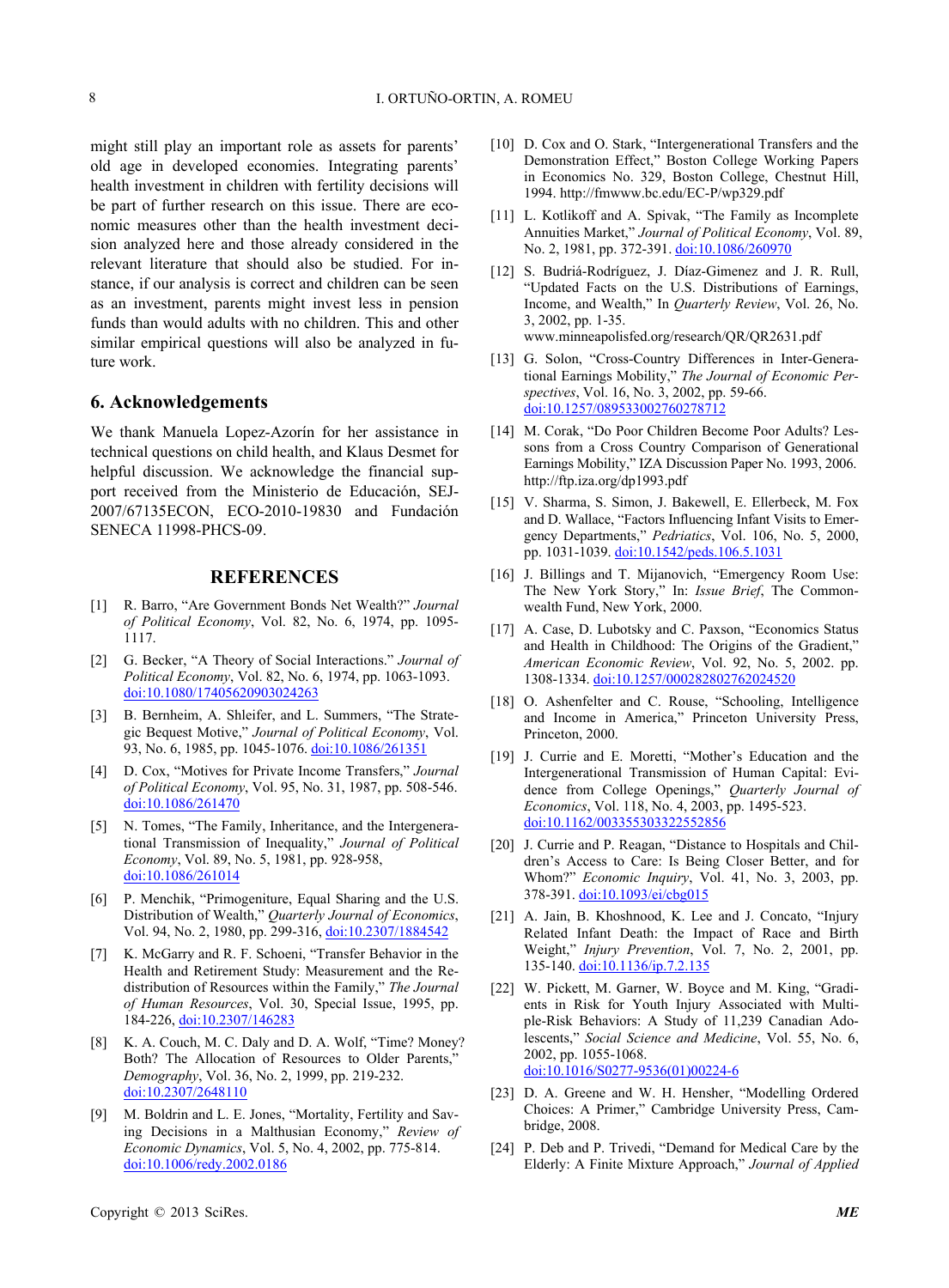might still play an important role as assets for parents' old age in developed economies. Integrating parents' health investment in children with fertility decisions will be part of further research on this issue. There are economic measures other than the health investment decision analyzed here and those already considered in the relevant literature that should also be studied. For instance, if our analysis is correct and children can be seen as an investment, parents might invest less in pension funds than would adults with no children. This and other similar empirical questions will also be analyzed in future work.

## 6. Acknowledgements

We thank Manuela Lopez-Azorín for her assistance in technical questions on child health, and Klaus Desmet for helpful discussion. We acknowledge the financial support received from the Ministerio de Educación, SEJ-2007/67135ECON, ECO-2010-19830 and Fundación SENECA 11998-PHCS-09.

## REFERENCES

[1] R. Barro, "Are Government Bonds Net Wealth?" *Journal of Political Economy*, Vol. 82, No. 6, 1974, pp. 1095-1117.

[2] G. Becker, "A Theory of Social Interactions." *Journal of Political Economy*, Vol. 82, No. 6, 1974, pp. 1063-1093. doi:10.1080/17405620903024263

[3] B. Bernheim, A. Shleifer, and L. Summers, "The Strategic Bequest Motive," *Journal of Political Economy*, Vol. 93, No. 6, 1985, pp. 1045-1076. doi:10.1086/261351

[4] D. Cox, "Motives for Private Income Transfers," *Journal of Political Economy*, Vol. 95, No. 31, 1987, pp. 508-546. doi:10.1086/261470

[5] N. Tomes, "The Family, Inheritance, and the Intergenerational Transmission of Inequality," *Journal of Political Economy*, Vol. 89, No. 5, 1981, pp. 928-958, doi:10.1086/261014

[6] P. Menchik, "Primogeniture, Equal Sharing and the U.S. Distribution of Wealth," *Quarterly Journal of Economics*, Vol. 94, No. 2, 1980, pp. 299-316, doi:10.2307/1884542

[7] K. McGarry and R. F. Schoeni, "Transfer Behavior in the Health and Retirement Study: Measurement and the Redistribution of Resources within the Family," *The Journal of Human Resources*, Vol. 30, Special Issue, 1995, pp. 184-226, doi:10.2307/146283

[8] K. A. Couch, M. C. Daly and D. A. Wolf, "Time? Money? Both? The Allocation of Resources to Older Parents," *Demography*, Vol. 36, No. 2, 1999, pp. 219-232. doi:10.2307/2648110

[9] M. Boldrin and L. E. Jones, "Mortality, Fertility and Saving Decisions in a Malthusian Economy," *Review of Economic Dynamics*, Vol. 5, No. 4, 2002, pp. 775-814. doi:10.1006/redy.2002.0186

[10] D. Cox and O. Stark, "Intergenerational Transfers and the Demonstration Effect," Boston College Working Papers in Economics No. 329, Boston College, Chestnut Hill, 1994. http://fmwww.bc.edu/EC-P/wp329.pdf

[11] L. Kotlikoff and A. Spivak, "The Family as Incomplete Annuities Market," *Journal of Political Economy*, Vol. 89, No. 2, 1981, pp. 372-391. doi:10.1086/260970

[12] S. Budriá-Rodríguez, J. Díaz-Gimenez and J. R. Rull, "Updated Facts on the U.S. Distributions of Earnings, Income, and Wealth," In *Quarterly Review*, Vol. 26, No. 3, 2002, pp. 1-35. www.minneapolisfed.org/research/QR/QR2631.pdf

[13] G. Solon, "Cross-Country Differences in Inter-Generational Earnings Mobility," *The Journal of Economic Perspectives*, Vol. 16, No. 3, 2002, pp. 59-66. doi:10.1257/089533002760278712

[14] M. Corak, "Do Poor Children Become Poor Adults? Lessons from a Cross Country Comparison of Generational Earnings Mobility," IZA Discussion Paper No. 1993, 2006. http://ftp.iza.org/dp1993.pdf

[15] V. Sharma, S. Simon, J. Bakewell, E. Ellerbeck, M. Fox and D. Wallace, "Factors Influencing Infant Visits to Emergency Departments," *Pediatrics*, Vol. 106, No. 5, 2000, pp. 1031-1039. doi:10.1542/peds.106.5.1031

[16] J. Billings and T. Mijanovich, "Emergency Room Use: The New York Story," In: *Issue Brief*, The Commonwealth Fund, New York, 2000.

[17] A. Case, D. Lubotsky and C. Paxson, "Economics Status and Health in Childhood: The Origins of the Gradient," *American Economic Review*, Vol. 92, No. 5, 2002. pp. 1308-1334. doi:10.1257/000282802762024520

[18] O. Ashenfelter and C. Rouse, "Schooling, Intelligence and Income in America," Princeton University Press, Princeton, 2000.

[19] J. Currie and E. Moretti, "Mother's Education and the Intergenerational Transmission of Human Capital: Evidence from College Openings," *Quarterly Journal of Economics*, Vol. 118, No. 4, 2003, pp. 1495-523. doi:10.1162/003355303322552856

[20] J. Currie and P. Reagan, "Distance to Hospitals and Children's Access to Care: Is Being Closer Better, and for Whom?" *Economic Inquiry*, Vol. 41, No. 3, 2003, pp. 378-391. doi:10.1093/ei/cbg015

[21] A. Jain, B. Khoshnood, K. Lee and J. Concato, "Injury Related Infant Death: the Impact of Race and Birth Weight," *Injury Prevention*, Vol. 7, No. 2, 2001, pp. 135-140. doi:10.1136/ip.7.2.135

[22] W. Pickett, M. Garner, W. Boyce and M. King, "Gradients in Risk for Youth Injury Associated with Multiple-Risk Behaviors: A Study of 11,239 Canadian Adolescents," *Social Science and Medicine*, Vol. 55, No. 6, 2002, pp. 1055-1068. doi:10.1016/S0277-9536(01)00224-6

[23] D. A. Greene and W. H. Hensher, "Modelling Ordered Choices: A Primer," Cambridge University Press, Cambridge, 2008.

[24] P. Deb and P. Trivedi, "Demand for Medical Care by the Elderly: A Finite Mixture Approach," *Journal of Applied*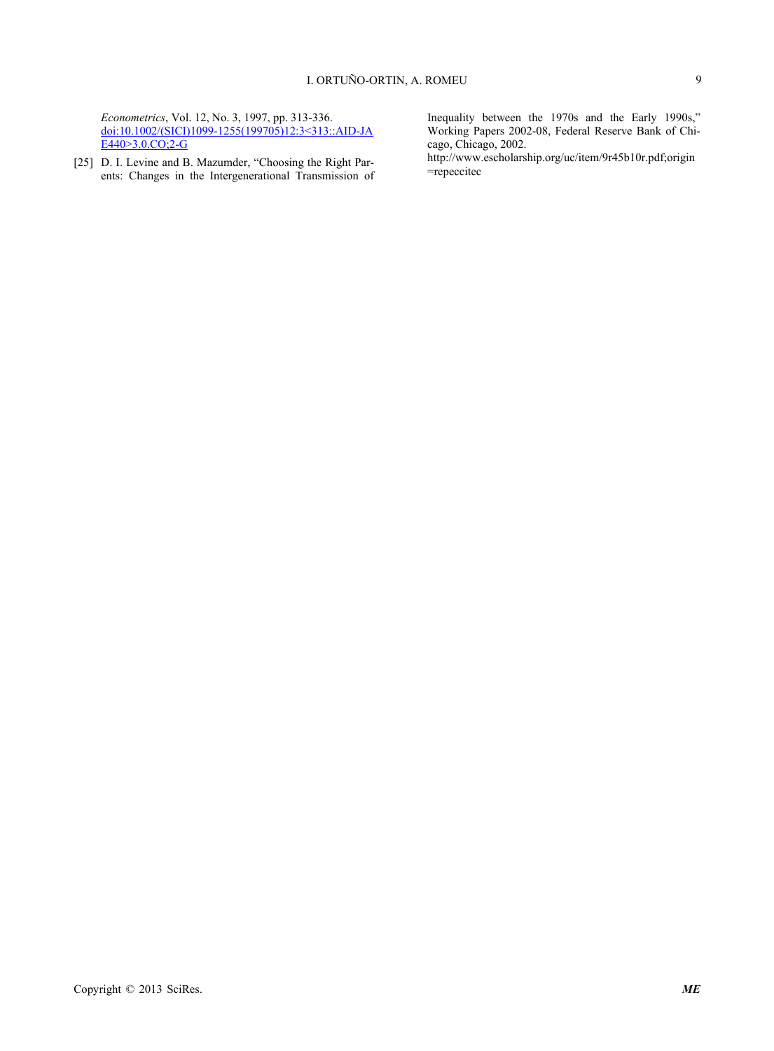*Econometrics*, Vol. 12, No. 3, 1997, pp. 313-336. doi:10.1002/(SICI)1099-1255(199705)12:3<313::AID-JAE440>3.0.CO;2-G

[25] D. I. Levine and B. Mazumder, "Choosing the Right Parents: Changes in the Intergenerational Transmission of Inequality between the 1970s and the Early 1990s," Working Papers 2002-08, Federal Reserve Bank of Chicago, Chicago, 2002. http://www.escholarship.org/uc/item/9r45b10r.pdf;origin=repeccitec